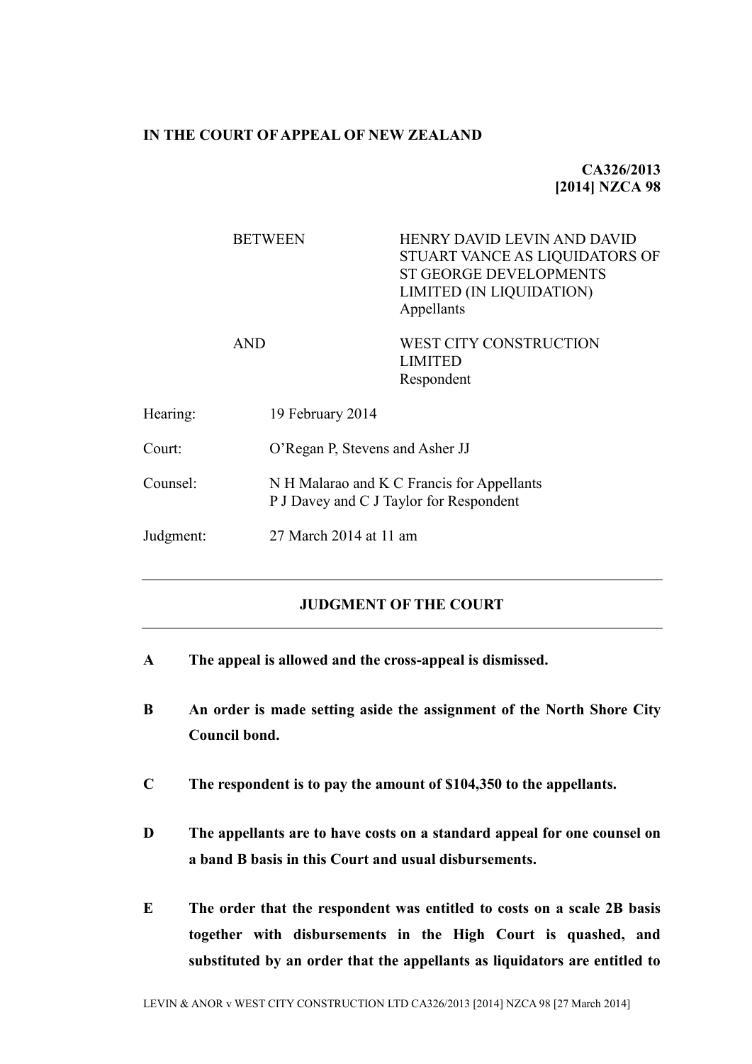**IN THE COURT OF APPEAL OF NEW ZEALAND**

**CA326/2013**
**[2014] NZCA 98**

| | |
|---|---|
| BETWEEN | HENRY DAVID LEVIN AND DAVID STUART VANCE AS LIQUIDATORS OF ST GEORGE DEVELOPMENTS LIMITED (IN LIQUIDATION)<br>Appellants |
| AND | WEST CITY CONSTRUCTION LIMITED<br>Respondent |

| | |
|---|---|
| Hearing: | 19 February 2014 |
| Court: | O'Regan P, Stevens and Asher JJ |
| Counsel: | N H Malarao and K C Francis for Appellants<br>P J Davey and C J Taylor for Respondent |
| Judgment: | 27 March 2014 at 11 am |

---

## JUDGMENT OF THE COURT

---

**A The appeal is allowed and the cross-appeal is dismissed.**

**B An order is made setting aside the assignment of the North Shore City Council bond.**

**C The respondent is to pay the amount of $104,350 to the appellants.**

**D The appellants are to have costs on a standard appeal for one counsel on a band B basis in this Court and usual disbursements.**

**E The order that the respondent was entitled to costs on a scale 2B basis together with disbursements in the High Court is quashed, and substituted by an order that the appellants as liquidators are entitled to**

LEVIN & ANOR v WEST CITY CONSTRUCTION LTD CA326/2013 [2014] NZCA 98 [27 March 2014]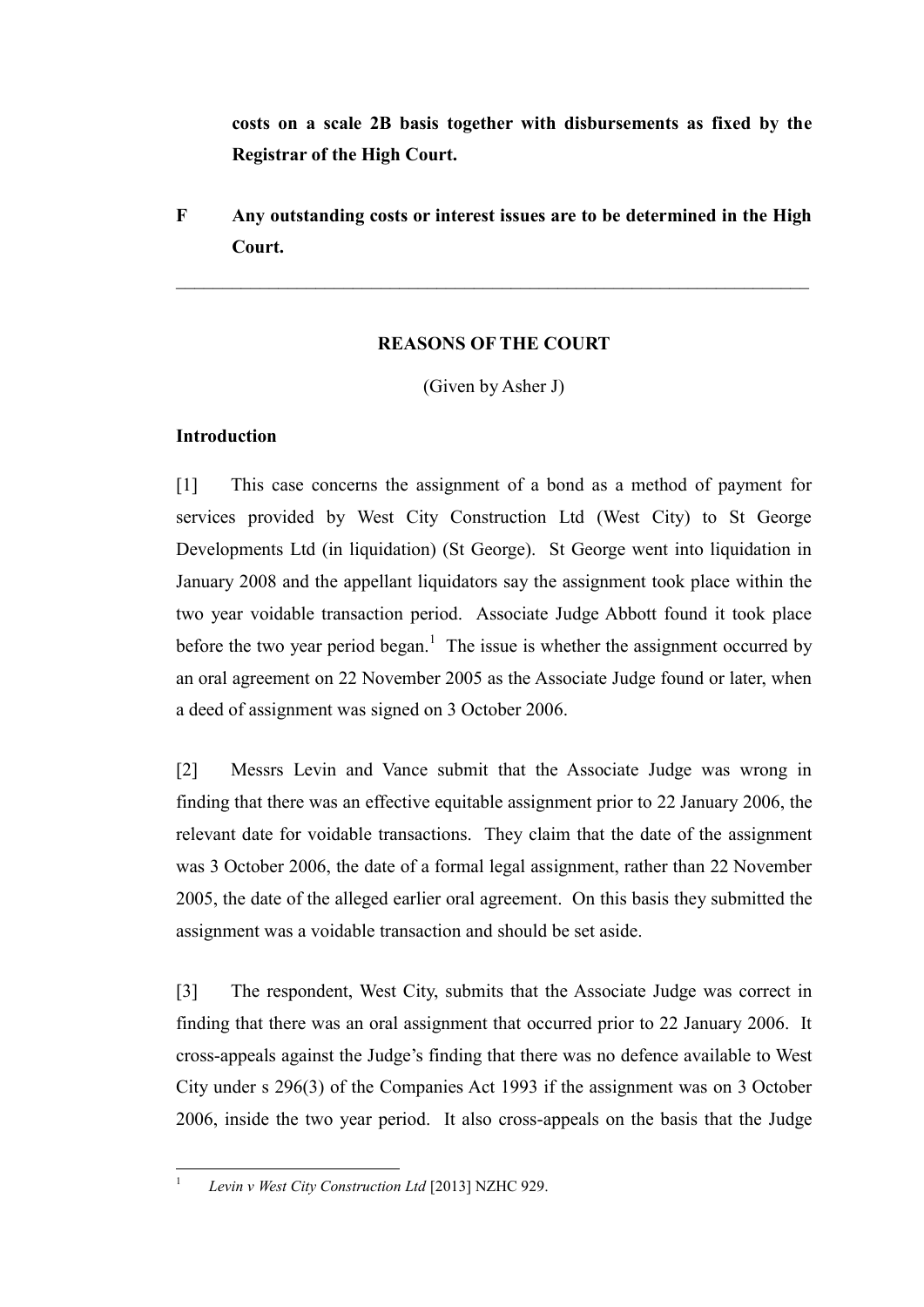**costs on a scale 2B basis together with disbursements as fixed by the Registrar of the High Court.**

**F Any outstanding costs or interest issues are to be determined in the High Court.**

---

## REASONS OF THE COURT

(Given by Asher J)

### Introduction

[1] This case concerns the assignment of a bond as a method of payment for services provided by West City Construction Ltd (West City) to St George Developments Ltd (in liquidation) (St George). St George went into liquidation in January 2008 and the appellant liquidators say the assignment took place within the two year voidable transaction period. Associate Judge Abbott found it took place before the two year period began.[1] The issue is whether the assignment occurred by an oral agreement on 22 November 2005 as the Associate Judge found or later, when a deed of assignment was signed on 3 October 2006.

[2] Messrs Levin and Vance submit that the Associate Judge was wrong in finding that there was an effective equitable assignment prior to 22 January 2006, the relevant date for voidable transactions. They claim that the date of the assignment was 3 October 2006, the date of a formal legal assignment, rather than 22 November 2005, the date of the alleged earlier oral agreement. On this basis they submitted the assignment was a voidable transaction and should be set aside.

[3] The respondent, West City, submits that the Associate Judge was correct in finding that there was an oral assignment that occurred prior to 22 January 2006. It cross-appeals against the Judge's finding that there was no defence available to West City under s 296(3) of the Companies Act 1993 if the assignment was on 3 October 2006, inside the two year period. It also cross-appeals on the basis that the Judge

---

[1] *Levin v West City Construction Ltd* [2013] NZHC 929.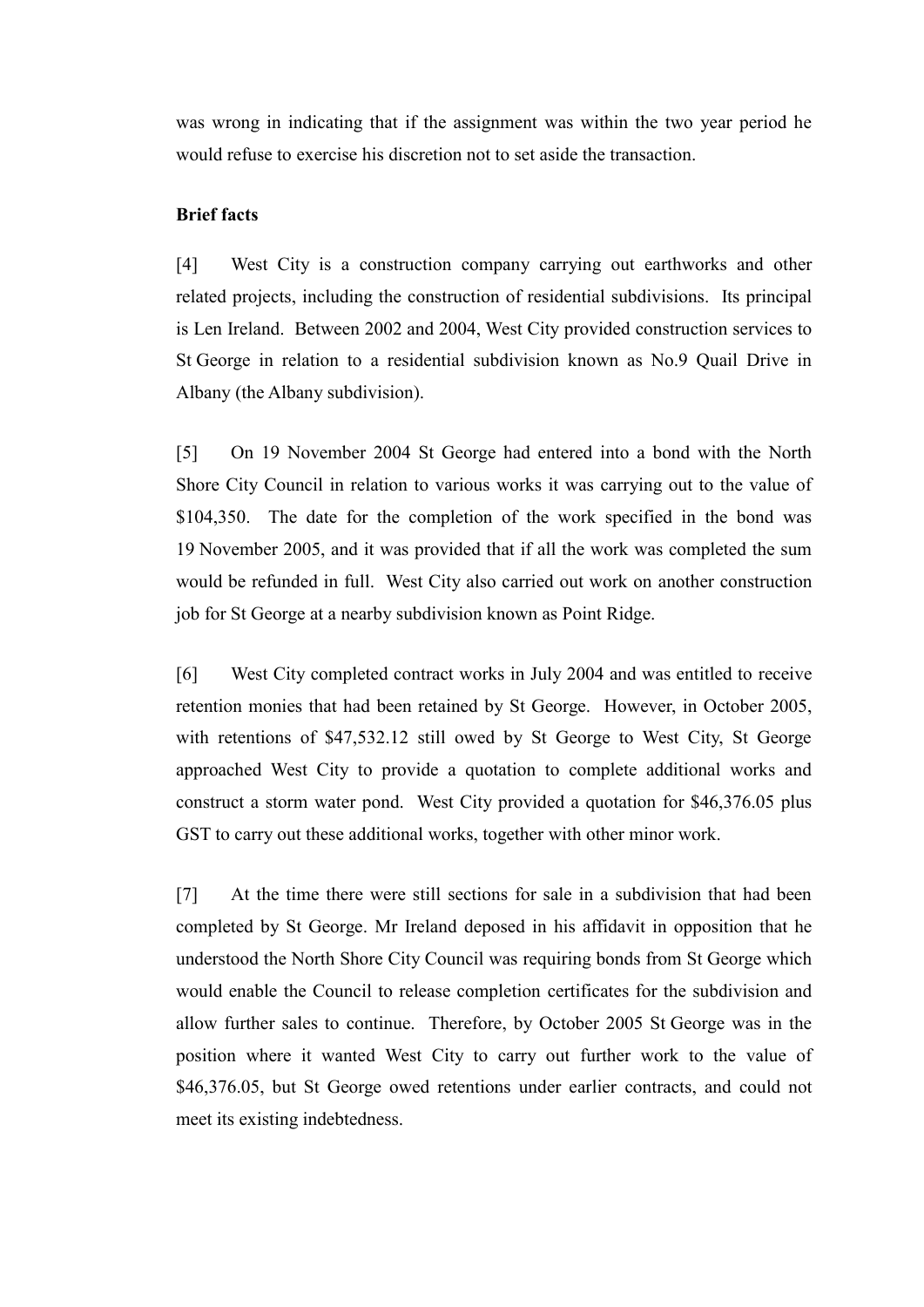was wrong in indicating that if the assignment was within the two year period he would refuse to exercise his discretion not to set aside the transaction.

**Brief facts**

[4] West City is a construction company carrying out earthworks and other related projects, including the construction of residential subdivisions. Its principal is Len Ireland. Between 2002 and 2004, West City provided construction services to St George in relation to a residential subdivision known as No.9 Quail Drive in Albany (the Albany subdivision).

[5] On 19 November 2004 St George had entered into a bond with the North Shore City Council in relation to various works it was carrying out to the value of $104,350. The date for the completion of the work specified in the bond was 19 November 2005, and it was provided that if all the work was completed the sum would be refunded in full. West City also carried out work on another construction job for St George at a nearby subdivision known as Point Ridge.

[6] West City completed contract works in July 2004 and was entitled to receive retention monies that had been retained by St George. However, in October 2005, with retentions of $47,532.12 still owed by St George to West City, St George approached West City to provide a quotation to complete additional works and construct a storm water pond. West City provided a quotation for $46,376.05 plus GST to carry out these additional works, together with other minor work.

[7] At the time there were still sections for sale in a subdivision that had been completed by St George. Mr Ireland deposed in his affidavit in opposition that he understood the North Shore City Council was requiring bonds from St George which would enable the Council to release completion certificates for the subdivision and allow further sales to continue. Therefore, by October 2005 St George was in the position where it wanted West City to carry out further work to the value of $46,376.05, but St George owed retentions under earlier contracts, and could not meet its existing indebtedness.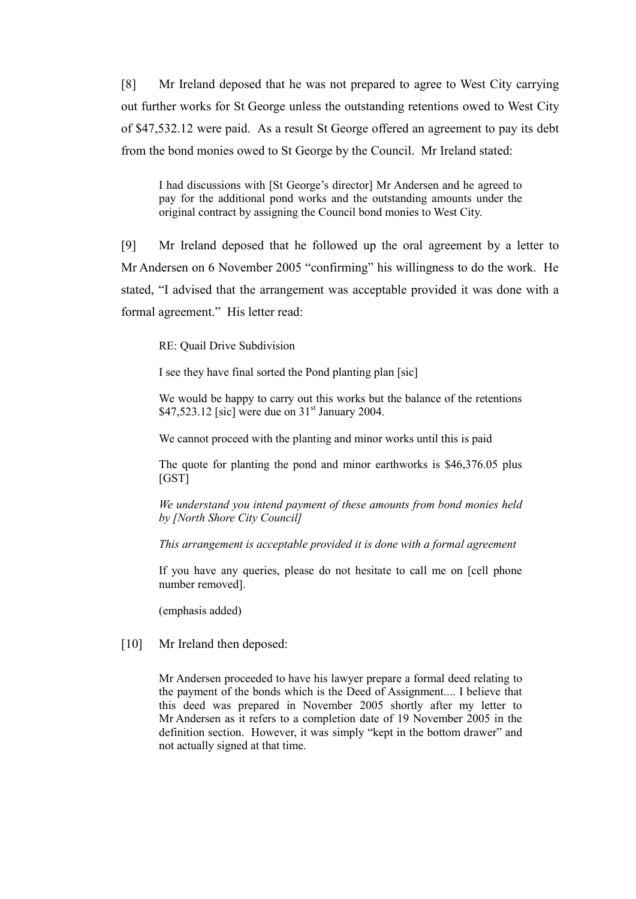[8] Mr Ireland deposed that he was not prepared to agree to West City carrying out further works for St George unless the outstanding retentions owed to West City of $47,532.12 were paid. As a result St George offered an agreement to pay its debt from the bond monies owed to St George by the Council. Mr Ireland stated:

> I had discussions with [St George's director] Mr Andersen and he agreed to pay for the additional pond works and the outstanding amounts under the original contract by assigning the Council bond monies to West City.

[9] Mr Ireland deposed that he followed up the oral agreement by a letter to Mr Andersen on 6 November 2005 "confirming" his willingness to do the work. He stated, "I advised that the arrangement was acceptable provided it was done with a formal agreement." His letter read:

> RE: Quail Drive Subdivision
>
> I see they have final sorted the Pond planting plan [sic]
>
> We would be happy to carry out this works but the balance of the retentions $47,523.12 [sic] were due on 31st January 2004.
>
> We cannot proceed with the planting and minor works until this is paid
>
> The quote for planting the pond and minor earthworks is $46,376.05 plus [GST]
>
> *We understand you intend payment of these amounts from bond monies held by [North Shore City Council]*
>
> *This arrangement is acceptable provided it is done with a formal agreement*
>
> If you have any queries, please do not hesitate to call me on [cell phone number removed].
>
> (emphasis added)

[10] Mr Ireland then deposed:

> Mr Andersen proceeded to have his lawyer prepare a formal deed relating to the payment of the bonds which is the Deed of Assignment.... I believe that this deed was prepared in November 2005 shortly after my letter to Mr Andersen as it refers to a completion date of 19 November 2005 in the definition section. However, it was simply "kept in the bottom drawer" and not actually signed at that time.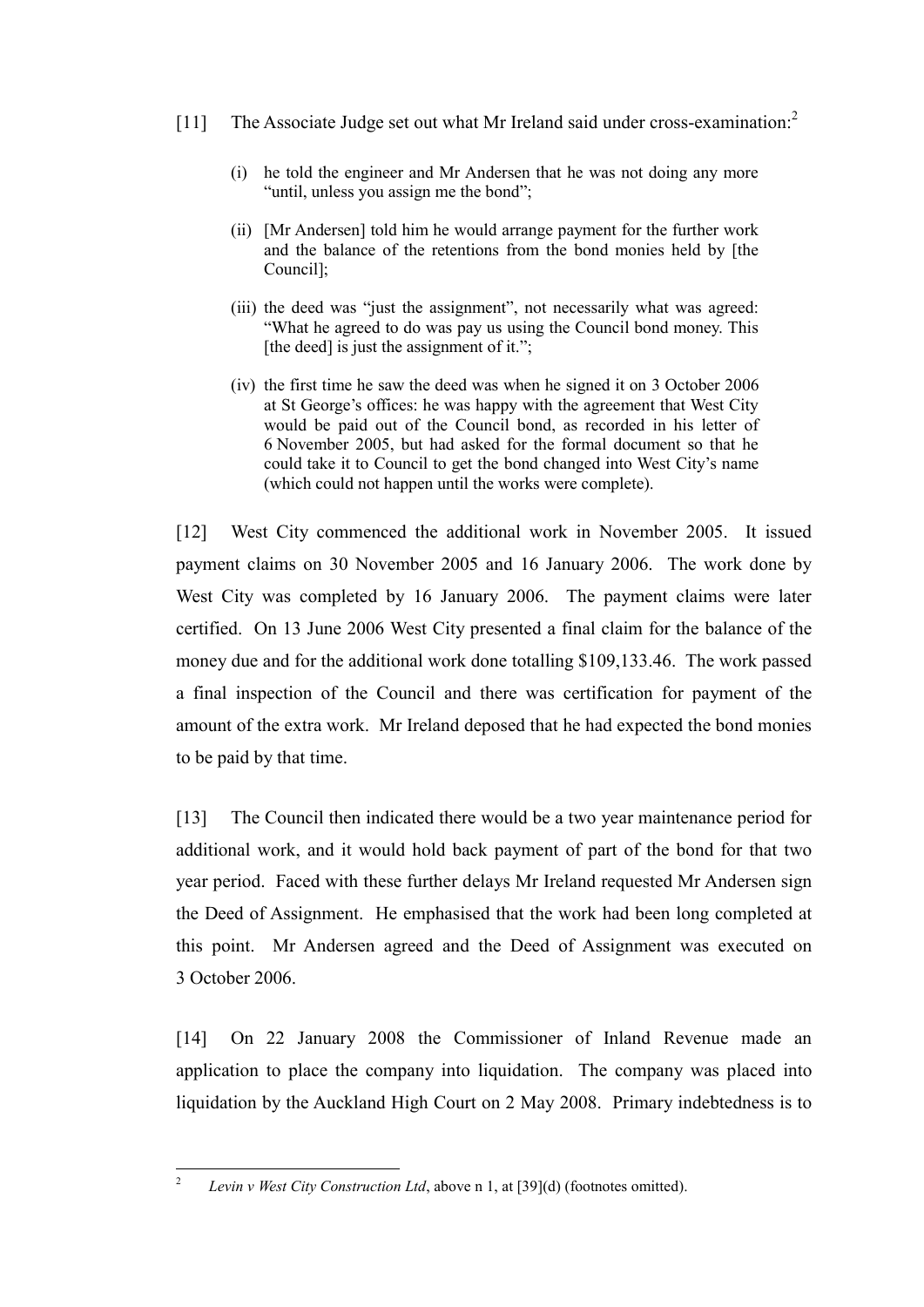[11] The Associate Judge set out what Mr Ireland said under cross-examination:[2]

> (i) he told the engineer and Mr Andersen that he was not doing any more "until, unless you assign me the bond";
>
> (ii) [Mr Andersen] told him he would arrange payment for the further work and the balance of the retentions from the bond monies held by [the Council];
>
> (iii) the deed was "just the assignment", not necessarily what was agreed: "What he agreed to do was pay us using the Council bond money. This [the deed] is just the assignment of it.";
>
> (iv) the first time he saw the deed was when he signed it on 3 October 2006 at St George's offices: he was happy with the agreement that West City would be paid out of the Council bond, as recorded in his letter of 6 November 2005, but had asked for the formal document so that he could take it to Council to get the bond changed into West City's name (which could not happen until the works were complete).

[12] West City commenced the additional work in November 2005. It issued payment claims on 30 November 2005 and 16 January 2006. The work done by West City was completed by 16 January 2006. The payment claims were later certified. On 13 June 2006 West City presented a final claim for the balance of the money due and for the additional work done totalling $109,133.46. The work passed a final inspection of the Council and there was certification for payment of the amount of the extra work. Mr Ireland deposed that he had expected the bond monies to be paid by that time.

[13] The Council then indicated there would be a two year maintenance period for additional work, and it would hold back payment of part of the bond for that two year period. Faced with these further delays Mr Ireland requested Mr Andersen sign the Deed of Assignment. He emphasised that the work had been long completed at this point. Mr Andersen agreed and the Deed of Assignment was executed on 3 October 2006.

[14] On 22 January 2008 the Commissioner of Inland Revenue made an application to place the company into liquidation. The company was placed into liquidation by the Auckland High Court on 2 May 2008. Primary indebtedness is to

---

[2] *Levin v West City Construction Ltd*, above n 1, at [39](d) (footnotes omitted).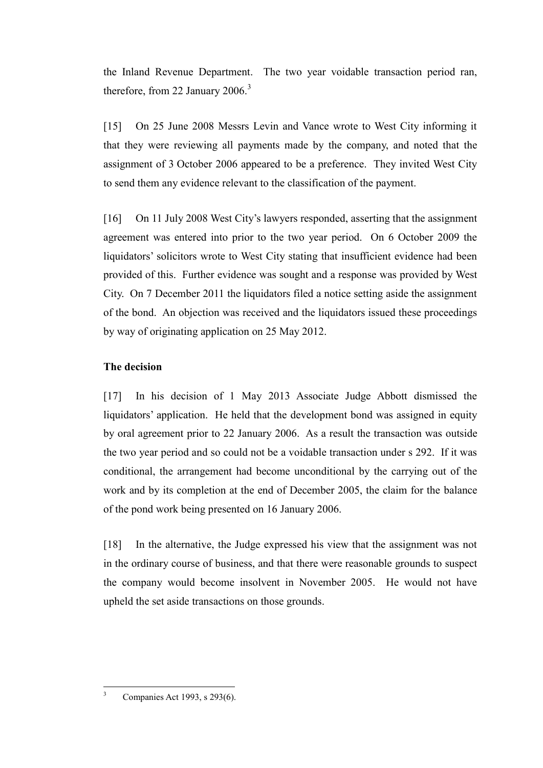the Inland Revenue Department. The two year voidable transaction period ran, therefore, from 22 January 2006.[3]

[15] On 25 June 2008 Messrs Levin and Vance wrote to West City informing it that they were reviewing all payments made by the company, and noted that the assignment of 3 October 2006 appeared to be a preference. They invited West City to send them any evidence relevant to the classification of the payment.

[16] On 11 July 2008 West City's lawyers responded, asserting that the assignment agreement was entered into prior to the two year period. On 6 October 2009 the liquidators' solicitors wrote to West City stating that insufficient evidence had been provided of this. Further evidence was sought and a response was provided by West City. On 7 December 2011 the liquidators filed a notice setting aside the assignment of the bond. An objection was received and the liquidators issued these proceedings by way of originating application on 25 May 2012.

**The decision**

[17] In his decision of 1 May 2013 Associate Judge Abbott dismissed the liquidators' application. He held that the development bond was assigned in equity by oral agreement prior to 22 January 2006. As a result the transaction was outside the two year period and so could not be a voidable transaction under s 292. If it was conditional, the arrangement had become unconditional by the carrying out of the work and by its completion at the end of December 2005, the claim for the balance of the pond work being presented on 16 January 2006.

[18] In the alternative, the Judge expressed his view that the assignment was not in the ordinary course of business, and that there were reasonable grounds to suspect the company would become insolvent in November 2005. He would not have upheld the set aside transactions on those grounds.

---

[3] Companies Act 1993, s 293(6).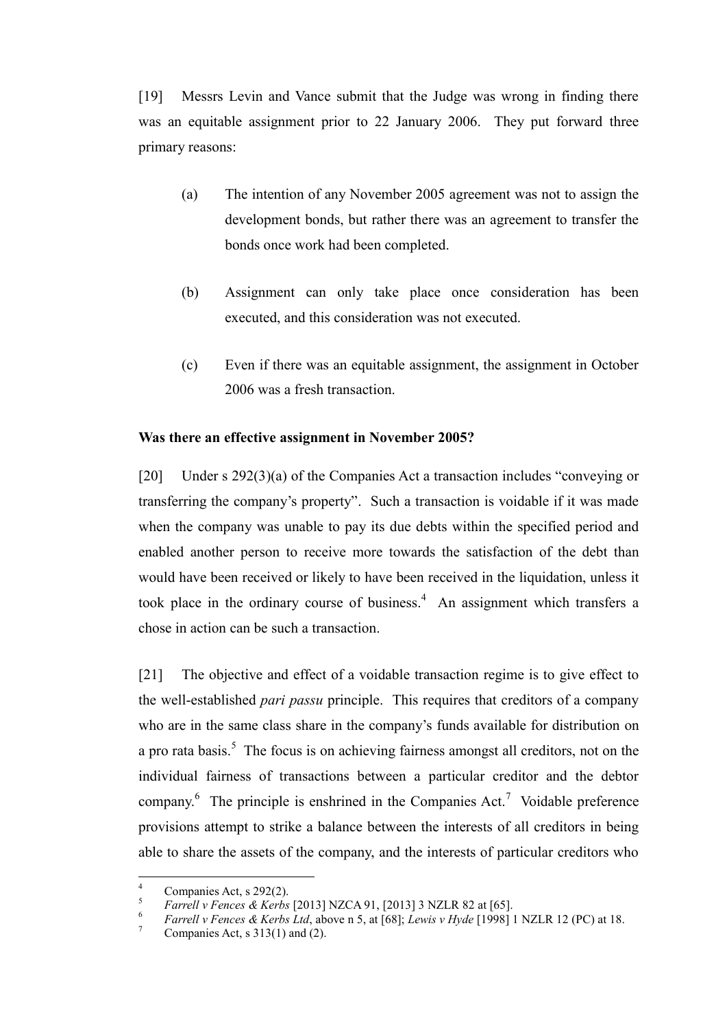[19] Messrs Levin and Vance submit that the Judge was wrong in finding there was an equitable assignment prior to 22 January 2006. They put forward three primary reasons:

(a) The intention of any November 2005 agreement was not to assign the development bonds, but rather there was an agreement to transfer the bonds once work had been completed.

(b) Assignment can only take place once consideration has been executed, and this consideration was not executed.

(c) Even if there was an equitable assignment, the assignment in October 2006 was a fresh transaction.

**Was there an effective assignment in November 2005?**

[20] Under s 292(3)(a) of the Companies Act a transaction includes "conveying or transferring the company's property". Such a transaction is voidable if it was made when the company was unable to pay its due debts within the specified period and enabled another person to receive more towards the satisfaction of the debt than would have been received or likely to have been received in the liquidation, unless it took place in the ordinary course of business.[4] An assignment which transfers a chose in action can be such a transaction.

[21] The objective and effect of a voidable transaction regime is to give effect to the well-established *pari passu* principle. This requires that creditors of a company who are in the same class share in the company's funds available for distribution on a pro rata basis.[5] The focus is on achieving fairness amongst all creditors, not on the individual fairness of transactions between a particular creditor and the debtor company.[6] The principle is enshrined in the Companies Act.[7] Voidable preference provisions attempt to strike a balance between the interests of all creditors in being able to share the assets of the company, and the interests of particular creditors who

---

[4] Companies Act, s 292(2).

[5] *Farrell v Fences & Kerbs* [2013] NZCA 91, [2013] 3 NZLR 82 at [65].

[6] *Farrell v Fences & Kerbs Ltd*, above n 5, at [68]; *Lewis v Hyde* [1998] 1 NZLR 12 (PC) at 18.

[7] Companies Act, s 313(1) and (2).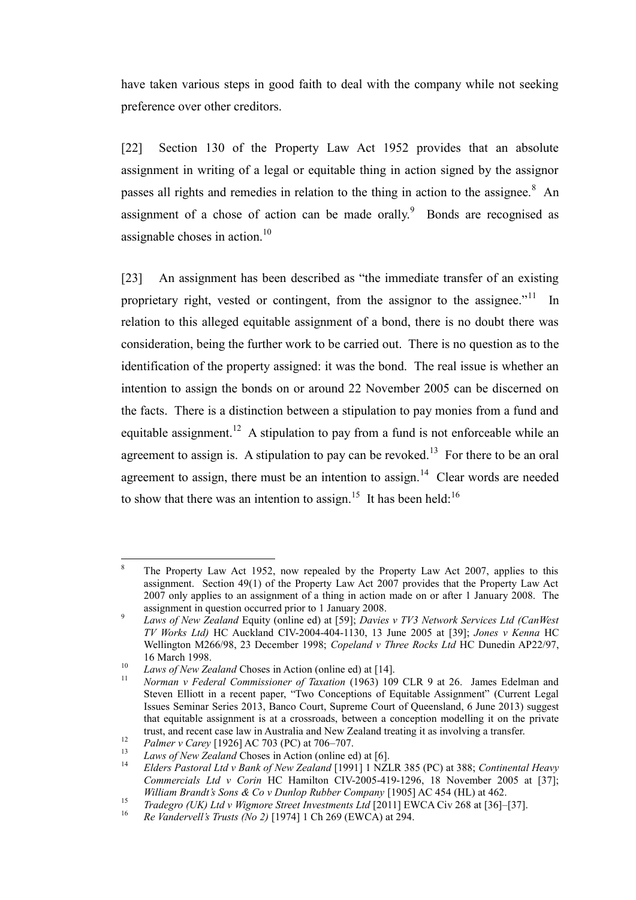have taken various steps in good faith to deal with the company while not seeking preference over other creditors.

[22] Section 130 of the Property Law Act 1952 provides that an absolute assignment in writing of a legal or equitable thing in action signed by the assignor passes all rights and remedies in relation to the thing in action to the assignee.[8] An assignment of a chose of action can be made orally.[9] Bonds are recognised as assignable choses in action.[10]

[23] An assignment has been described as "the immediate transfer of an existing proprietary right, vested or contingent, from the assignor to the assignee."[11] In relation to this alleged equitable assignment of a bond, there is no doubt there was consideration, being the further work to be carried out. There is no question as to the identification of the property assigned: it was the bond. The real issue is whether an intention to assign the bonds on or around 22 November 2005 can be discerned on the facts. There is a distinction between a stipulation to pay monies from a fund and equitable assignment.[12] A stipulation to pay from a fund is not enforceable while an agreement to assign is. A stipulation to pay can be revoked.[13] For there to be an oral agreement to assign, there must be an intention to assign.[14] Clear words are needed to show that there was an intention to assign.[15] It has been held:[16]

---

[8] The Property Law Act 1952, now repealed by the Property Law Act 2007, applies to this assignment. Section 49(1) of the Property Law Act 2007 provides that the Property Law Act 2007 only applies to an assignment of a thing in action made on or after 1 January 2008. The assignment in question occurred prior to 1 January 2008.

[9] *Laws of New Zealand* Equity (online ed) at [59]; *Davies v TV3 Network Services Ltd (CanWest TV Works Ltd)* HC Auckland CIV-2004-404-1130, 13 June 2005 at [39]; *Jones v Kenna* HC Wellington M266/98, 23 December 1998; *Copeland v Three Rocks Ltd* HC Dunedin AP22/97, 16 March 1998.

[10] *Laws of New Zealand* Choses in Action (online ed) at [14].

[11] *Norman v Federal Commissioner of Taxation* (1963) 109 CLR 9 at 26. James Edelman and Steven Elliott in a recent paper, "Two Conceptions of Equitable Assignment" (Current Legal Issues Seminar Series 2013, Banco Court, Supreme Court of Queensland, 6 June 2013) suggest that equitable assignment is at a crossroads, between a conception modelling it on the private trust, and recent case law in Australia and New Zealand treating it as involving a transfer.

[12] *Palmer v Carey* [1926] AC 703 (PC) at 706–707.

[13] *Laws of New Zealand* Choses in Action (online ed) at [6].

[14] *Elders Pastoral Ltd v Bank of New Zealand* [1991] 1 NZLR 385 (PC) at 388; *Continental Heavy Commercials Ltd v Corin* HC Hamilton CIV-2005-419-1296, 18 November 2005 at [37]; *William Brandt's Sons & Co v Dunlop Rubber Company* [1905] AC 454 (HL) at 462.

[15] *Tradegro (UK) Ltd v Wigmore Street Investments Ltd* [2011] EWCA Civ 268 at [36]–[37].

[16] *Re Vandervell's Trusts (No 2)* [1974] 1 Ch 269 (EWCA) at 294.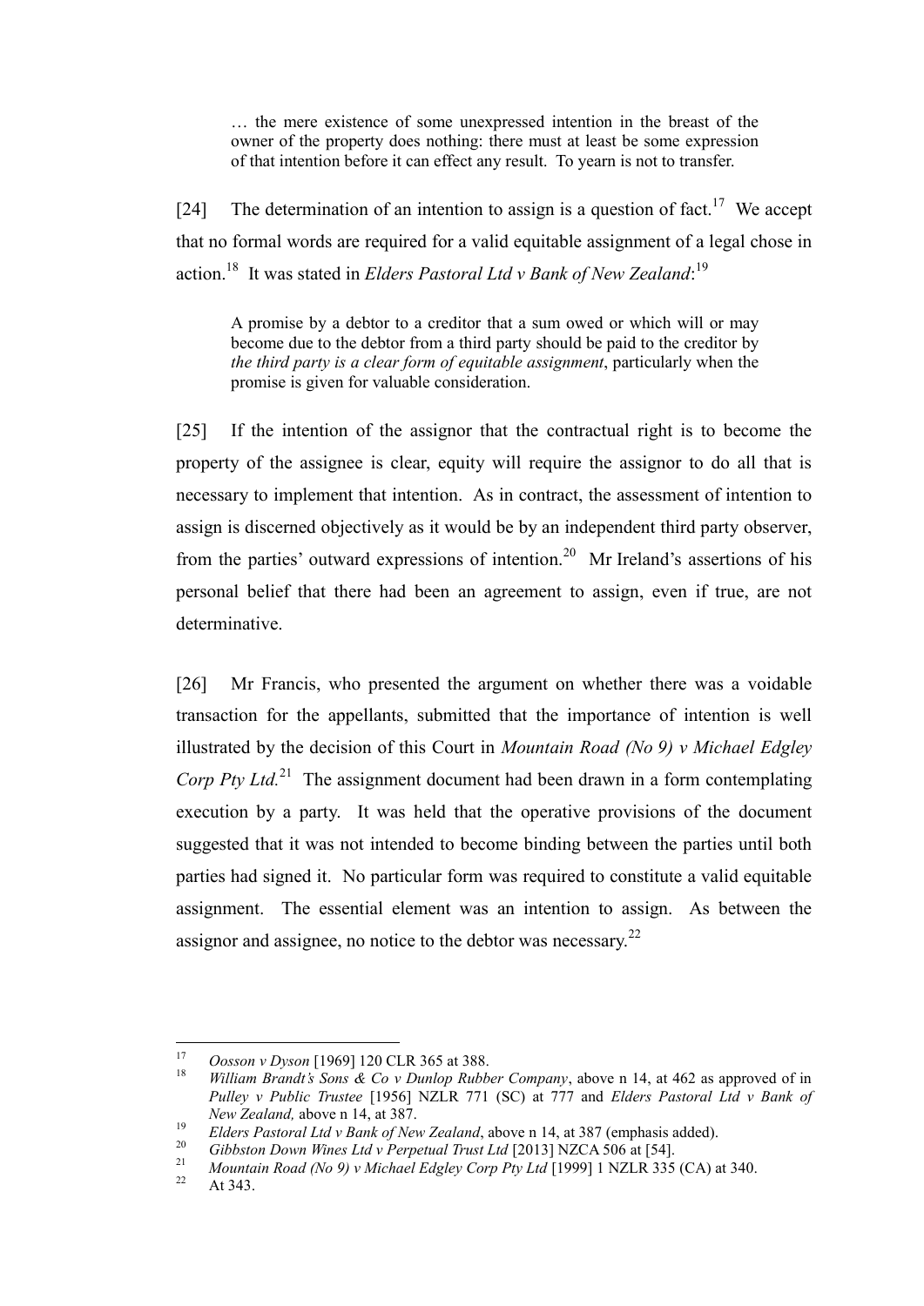> … the mere existence of some unexpressed intention in the breast of the owner of the property does nothing: there must at least be some expression of that intention before it can effect any result. To yearn is not to transfer.

[24] The determination of an intention to assign is a question of fact.[17] We accept that no formal words are required for a valid equitable assignment of a legal chose in action.[18] It was stated in *Elders Pastoral Ltd v Bank of New Zealand*:[19]

> A promise by a debtor to a creditor that a sum owed or which will or may become due to the debtor from a third party should be paid to the creditor by *the third party is a clear form of equitable assignment*, particularly when the promise is given for valuable consideration.

[25] If the intention of the assignor that the contractual right is to become the property of the assignee is clear, equity will require the assignor to do all that is necessary to implement that intention. As in contract, the assessment of intention to assign is discerned objectively as it would be by an independent third party observer, from the parties' outward expressions of intention.[20] Mr Ireland's assertions of his personal belief that there had been an agreement to assign, even if true, are not determinative.

[26] Mr Francis, who presented the argument on whether there was a voidable transaction for the appellants, submitted that the importance of intention is well illustrated by the decision of this Court in *Mountain Road (No 9) v Michael Edgley Corp Pty Ltd.*[21] The assignment document had been drawn in a form contemplating execution by a party. It was held that the operative provisions of the document suggested that it was not intended to become binding between the parties until both parties had signed it. No particular form was required to constitute a valid equitable assignment. The essential element was an intention to assign. As between the assignor and assignee, no notice to the debtor was necessary.[22]

---

[17] *Oosson v Dyson* [1969] 120 CLR 365 at 388.

[18] *William Brandt's Sons & Co v Dunlop Rubber Company*, above n 14, at 462 as approved of in *Pulley v Public Trustee* [1956] NZLR 771 (SC) at 777 and *Elders Pastoral Ltd v Bank of New Zealand,* above n 14, at 387.

[19] *Elders Pastoral Ltd v Bank of New Zealand*, above n 14, at 387 (emphasis added).

[20] *Gibbston Down Wines Ltd v Perpetual Trust Ltd* [2013] NZCA 506 at [54].

[21] *Mountain Road (No 9) v Michael Edgley Corp Pty Ltd* [1999] 1 NZLR 335 (CA) at 340.

[22] At 343.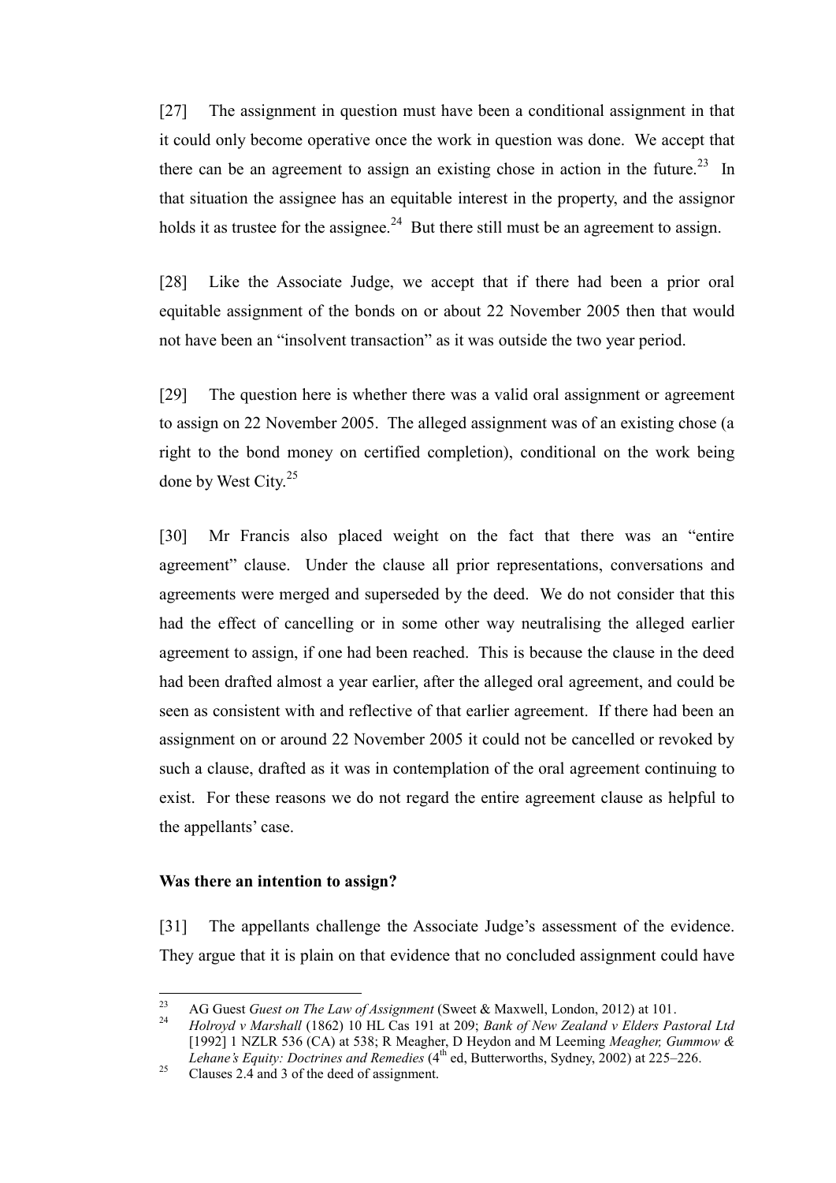[27] The assignment in question must have been a conditional assignment in that it could only become operative once the work in question was done. We accept that there can be an agreement to assign an existing chose in action in the future.[23] In that situation the assignee has an equitable interest in the property, and the assignor holds it as trustee for the assignee.[24] But there still must be an agreement to assign.

[28] Like the Associate Judge, we accept that if there had been a prior oral equitable assignment of the bonds on or about 22 November 2005 then that would not have been an "insolvent transaction" as it was outside the two year period.

[29] The question here is whether there was a valid oral assignment or agreement to assign on 22 November 2005. The alleged assignment was of an existing chose (a right to the bond money on certified completion), conditional on the work being done by West City.[25]

[30] Mr Francis also placed weight on the fact that there was an "entire agreement" clause. Under the clause all prior representations, conversations and agreements were merged and superseded by the deed. We do not consider that this had the effect of cancelling or in some other way neutralising the alleged earlier agreement to assign, if one had been reached. This is because the clause in the deed had been drafted almost a year earlier, after the alleged oral agreement, and could be seen as consistent with and reflective of that earlier agreement. If there had been an assignment on or around 22 November 2005 it could not be cancelled or revoked by such a clause, drafted as it was in contemplation of the oral agreement continuing to exist. For these reasons we do not regard the entire agreement clause as helpful to the appellants' case.

### Was there an intention to assign?

[31] The appellants challenge the Associate Judge's assessment of the evidence. They argue that it is plain on that evidence that no concluded assignment could have

---

[23] AG Guest *Guest on The Law of Assignment* (Sweet & Maxwell, London, 2012) at 101.

[24] *Holroyd v Marshall* (1862) 10 HL Cas 191 at 209; *Bank of New Zealand v Elders Pastoral Ltd* [1992] 1 NZLR 536 (CA) at 538; R Meagher, D Heydon and M Leeming *Meagher, Gummow & Lehane's Equity: Doctrines and Remedies* (4th ed, Butterworths, Sydney, 2002) at 225–226.

[25] Clauses 2.4 and 3 of the deed of assignment.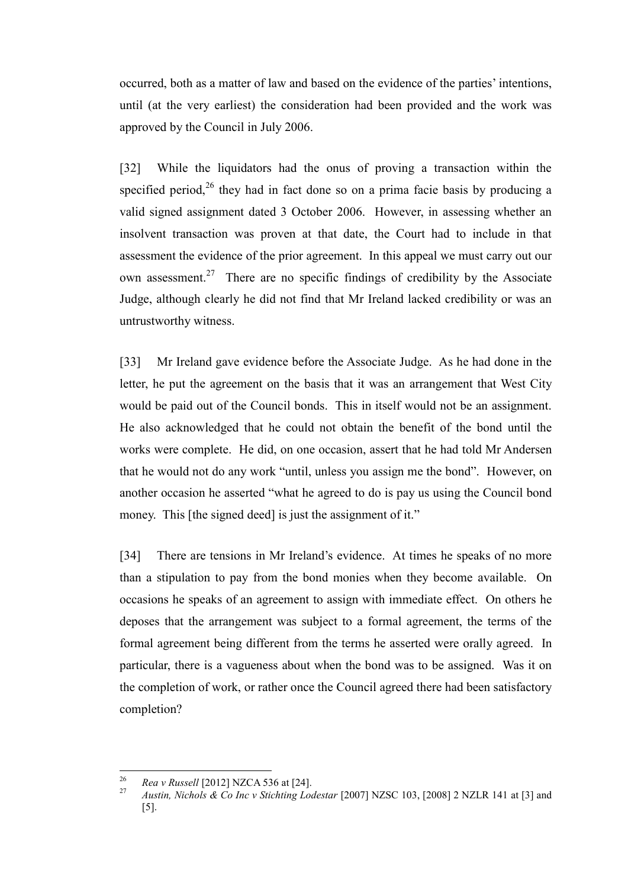occurred, both as a matter of law and based on the evidence of the parties' intentions, until (at the very earliest) the consideration had been provided and the work was approved by the Council in July 2006.

[32] While the liquidators had the onus of proving a transaction within the specified period,[26] they had in fact done so on a prima facie basis by producing a valid signed assignment dated 3 October 2006. However, in assessing whether an insolvent transaction was proven at that date, the Court had to include in that assessment the evidence of the prior agreement. In this appeal we must carry out our own assessment.[27] There are no specific findings of credibility by the Associate Judge, although clearly he did not find that Mr Ireland lacked credibility or was an untrustworthy witness.

[33] Mr Ireland gave evidence before the Associate Judge. As he had done in the letter, he put the agreement on the basis that it was an arrangement that West City would be paid out of the Council bonds. This in itself would not be an assignment. He also acknowledged that he could not obtain the benefit of the bond until the works were complete. He did, on one occasion, assert that he had told Mr Andersen that he would not do any work "until, unless you assign me the bond". However, on another occasion he asserted "what he agreed to do is pay us using the Council bond money. This [the signed deed] is just the assignment of it."

[34] There are tensions in Mr Ireland's evidence. At times he speaks of no more than a stipulation to pay from the bond monies when they become available. On occasions he speaks of an agreement to assign with immediate effect. On others he deposes that the arrangement was subject to a formal agreement, the terms of the formal agreement being different from the terms he asserted were orally agreed. In particular, there is a vagueness about when the bond was to be assigned. Was it on the completion of work, or rather once the Council agreed there had been satisfactory completion?

---

[26] *Rea v Russell* [2012] NZCA 536 at [24].

[27] *Austin, Nichols & Co Inc v Stichting Lodestar* [2007] NZSC 103, [2008] 2 NZLR 141 at [3] and [5].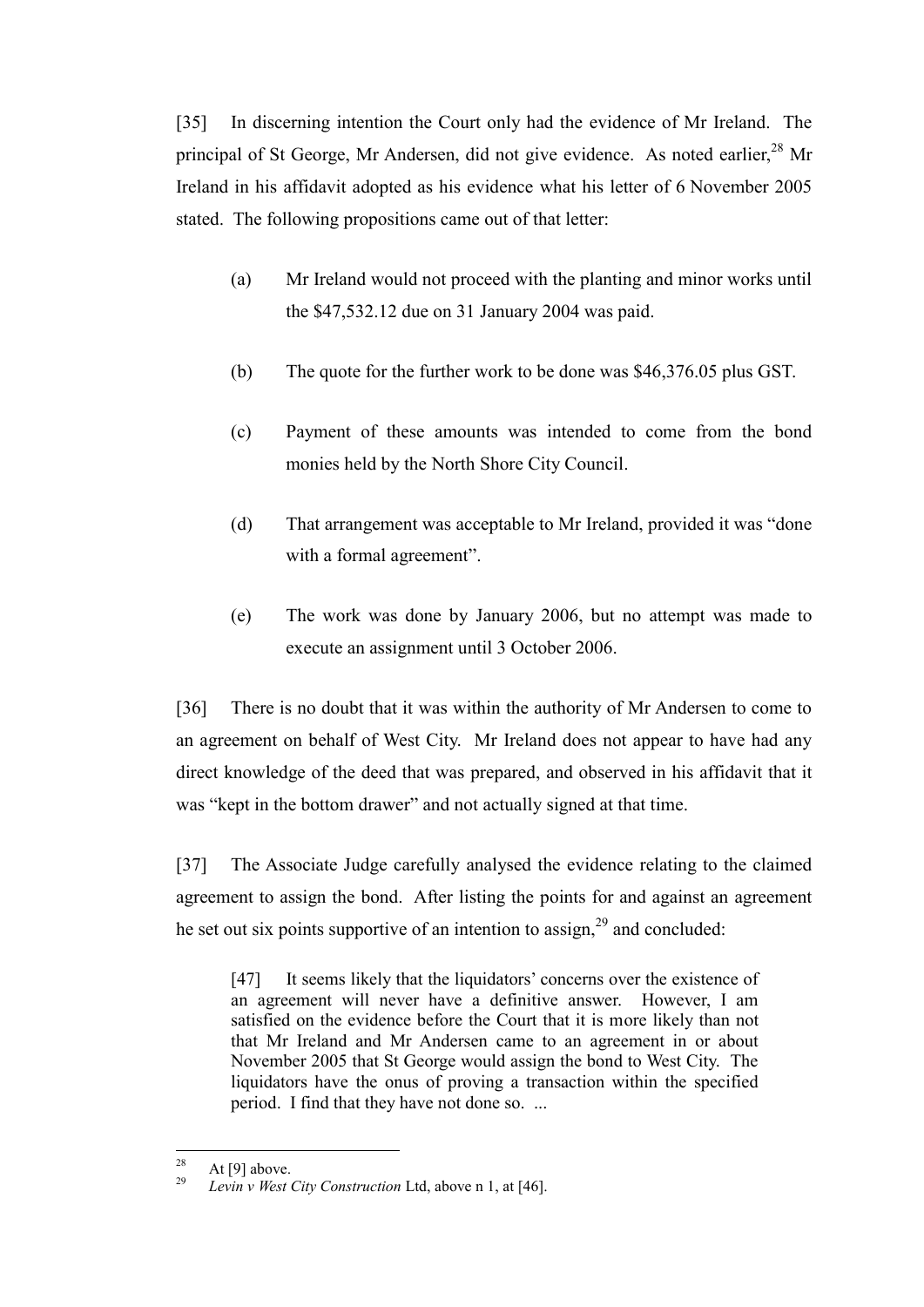[35] In discerning intention the Court only had the evidence of Mr Ireland. The principal of St George, Mr Andersen, did not give evidence. As noted earlier,[28] Mr Ireland in his affidavit adopted as his evidence what his letter of 6 November 2005 stated. The following propositions came out of that letter:

(a) Mr Ireland would not proceed with the planting and minor works until the $47,532.12 due on 31 January 2004 was paid.

(b) The quote for the further work to be done was $46,376.05 plus GST.

(c) Payment of these amounts was intended to come from the bond monies held by the North Shore City Council.

(d) That arrangement was acceptable to Mr Ireland, provided it was "done with a formal agreement".

(e) The work was done by January 2006, but no attempt was made to execute an assignment until 3 October 2006.

[36] There is no doubt that it was within the authority of Mr Andersen to come to an agreement on behalf of West City. Mr Ireland does not appear to have had any direct knowledge of the deed that was prepared, and observed in his affidavit that it was "kept in the bottom drawer" and not actually signed at that time.

[37] The Associate Judge carefully analysed the evidence relating to the claimed agreement to assign the bond. After listing the points for and against an agreement he set out six points supportive of an intention to assign,[29] and concluded:

> [47] It seems likely that the liquidators' concerns over the existence of an agreement will never have a definitive answer. However, I am satisfied on the evidence before the Court that it is more likely than not that Mr Ireland and Mr Andersen came to an agreement in or about November 2005 that St George would assign the bond to West City. The liquidators have the onus of proving a transaction within the specified period. I find that they have not done so. ...

---

[28] At [9] above.

[29] *Levin v West City Construction* Ltd, above n 1, at [46].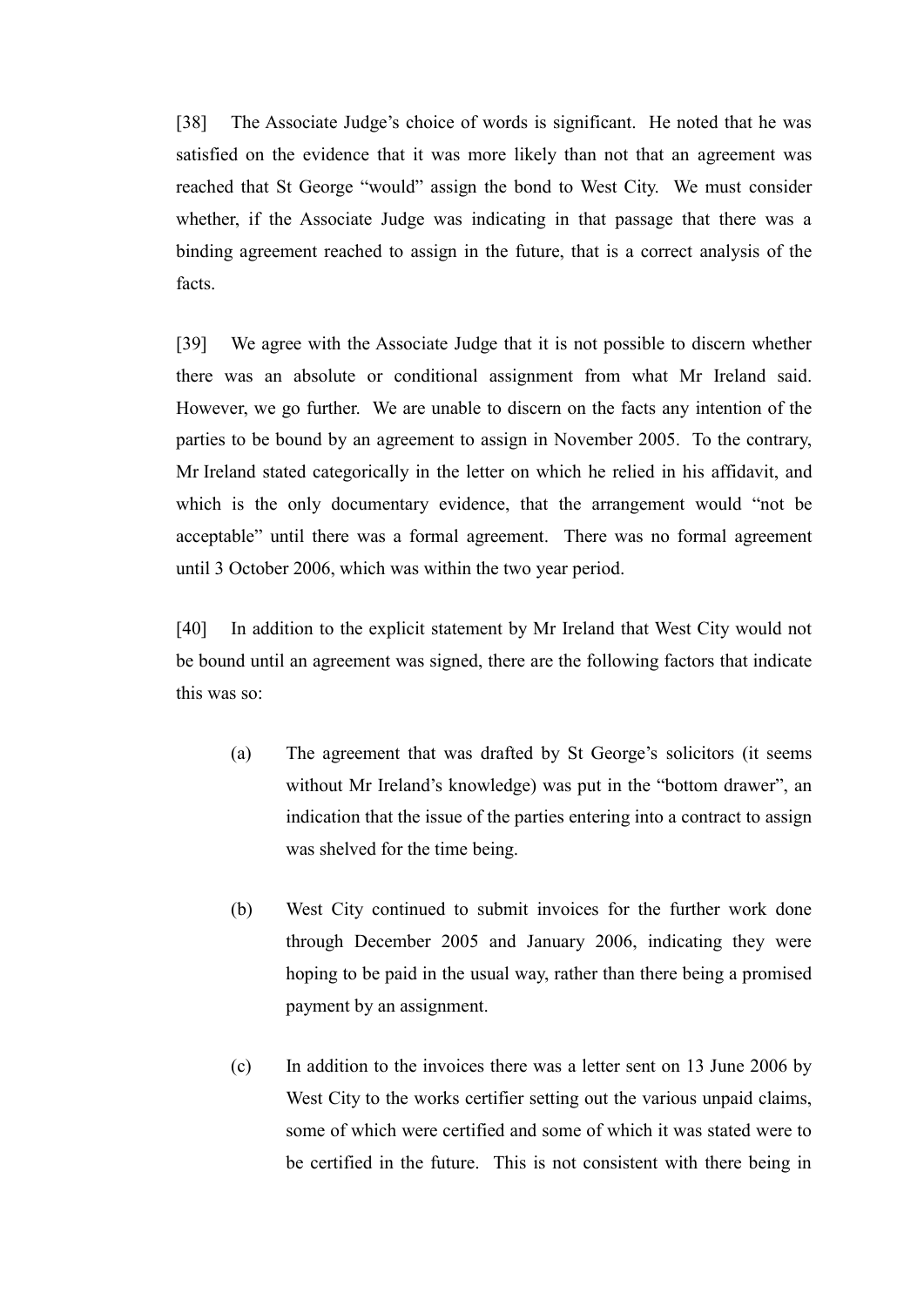[38] The Associate Judge's choice of words is significant. He noted that he was satisfied on the evidence that it was more likely than not that an agreement was reached that St George "would" assign the bond to West City. We must consider whether, if the Associate Judge was indicating in that passage that there was a binding agreement reached to assign in the future, that is a correct analysis of the facts.

[39] We agree with the Associate Judge that it is not possible to discern whether there was an absolute or conditional assignment from what Mr Ireland said. However, we go further. We are unable to discern on the facts any intention of the parties to be bound by an agreement to assign in November 2005. To the contrary, Mr Ireland stated categorically in the letter on which he relied in his affidavit, and which is the only documentary evidence, that the arrangement would "not be acceptable" until there was a formal agreement. There was no formal agreement until 3 October 2006, which was within the two year period.

[40] In addition to the explicit statement by Mr Ireland that West City would not be bound until an agreement was signed, there are the following factors that indicate this was so:

(a) The agreement that was drafted by St George's solicitors (it seems without Mr Ireland's knowledge) was put in the "bottom drawer", an indication that the issue of the parties entering into a contract to assign was shelved for the time being.

(b) West City continued to submit invoices for the further work done through December 2005 and January 2006, indicating they were hoping to be paid in the usual way, rather than there being a promised payment by an assignment.

(c) In addition to the invoices there was a letter sent on 13 June 2006 by West City to the works certifier setting out the various unpaid claims, some of which were certified and some of which it was stated were to be certified in the future. This is not consistent with there being in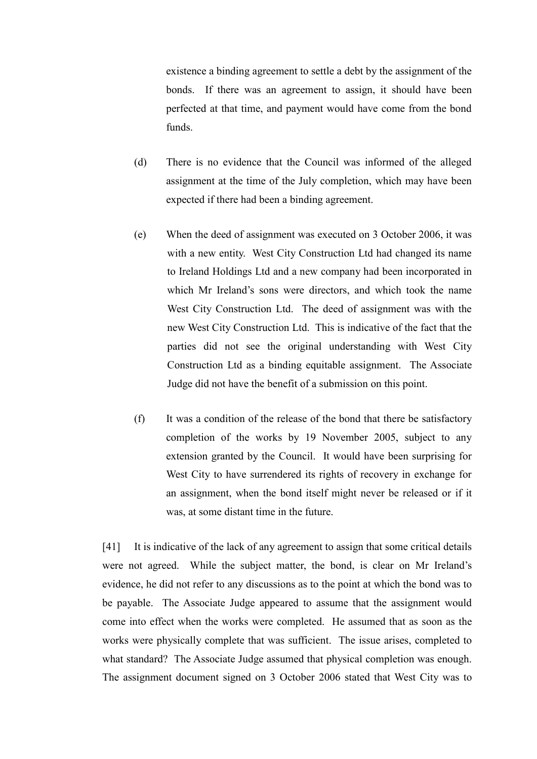existence a binding agreement to settle a debt by the assignment of the bonds. If there was an agreement to assign, it should have been perfected at that time, and payment would have come from the bond funds.

(d) There is no evidence that the Council was informed of the alleged assignment at the time of the July completion, which may have been expected if there had been a binding agreement.

(e) When the deed of assignment was executed on 3 October 2006, it was with a new entity. West City Construction Ltd had changed its name to Ireland Holdings Ltd and a new company had been incorporated in which Mr Ireland's sons were directors, and which took the name West City Construction Ltd. The deed of assignment was with the new West City Construction Ltd. This is indicative of the fact that the parties did not see the original understanding with West City Construction Ltd as a binding equitable assignment. The Associate Judge did not have the benefit of a submission on this point.

(f) It was a condition of the release of the bond that there be satisfactory completion of the works by 19 November 2005, subject to any extension granted by the Council. It would have been surprising for West City to have surrendered its rights of recovery in exchange for an assignment, when the bond itself might never be released or if it was, at some distant time in the future.

[41] It is indicative of the lack of any agreement to assign that some critical details were not agreed. While the subject matter, the bond, is clear on Mr Ireland's evidence, he did not refer to any discussions as to the point at which the bond was to be payable. The Associate Judge appeared to assume that the assignment would come into effect when the works were completed. He assumed that as soon as the works were physically complete that was sufficient. The issue arises, completed to what standard? The Associate Judge assumed that physical completion was enough. The assignment document signed on 3 October 2006 stated that West City was to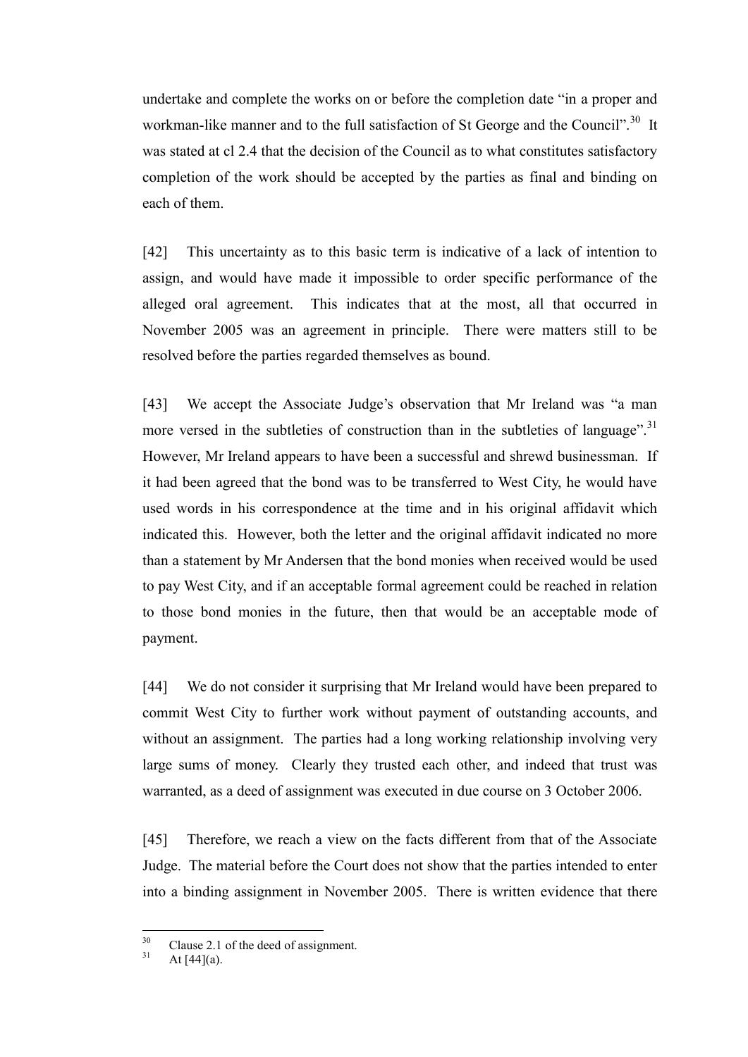undertake and complete the works on or before the completion date "in a proper and workman-like manner and to the full satisfaction of St George and the Council".[30] It was stated at cl 2.4 that the decision of the Council as to what constitutes satisfactory completion of the work should be accepted by the parties as final and binding on each of them.

[42] This uncertainty as to this basic term is indicative of a lack of intention to assign, and would have made it impossible to order specific performance of the alleged oral agreement. This indicates that at the most, all that occurred in November 2005 was an agreement in principle. There were matters still to be resolved before the parties regarded themselves as bound.

[43] We accept the Associate Judge's observation that Mr Ireland was "a man more versed in the subtleties of construction than in the subtleties of language".[31] However, Mr Ireland appears to have been a successful and shrewd businessman. If it had been agreed that the bond was to be transferred to West City, he would have used words in his correspondence at the time and in his original affidavit which indicated this. However, both the letter and the original affidavit indicated no more than a statement by Mr Andersen that the bond monies when received would be used to pay West City, and if an acceptable formal agreement could be reached in relation to those bond monies in the future, then that would be an acceptable mode of payment.

[44] We do not consider it surprising that Mr Ireland would have been prepared to commit West City to further work without payment of outstanding accounts, and without an assignment. The parties had a long working relationship involving very large sums of money. Clearly they trusted each other, and indeed that trust was warranted, as a deed of assignment was executed in due course on 3 October 2006.

[45] Therefore, we reach a view on the facts different from that of the Associate Judge. The material before the Court does not show that the parties intended to enter into a binding assignment in November 2005. There is written evidence that there

[30] Clause 2.1 of the deed of assignment.

[31] At [44](a).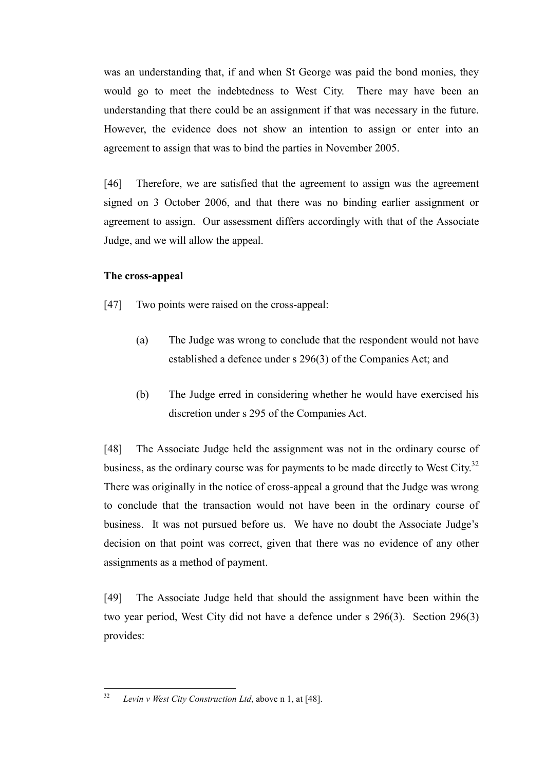was an understanding that, if and when St George was paid the bond monies, they would go to meet the indebtedness to West City. There may have been an understanding that there could be an assignment if that was necessary in the future. However, the evidence does not show an intention to assign or enter into an agreement to assign that was to bind the parties in November 2005.

[46] Therefore, we are satisfied that the agreement to assign was the agreement signed on 3 October 2006, and that there was no binding earlier assignment or agreement to assign. Our assessment differs accordingly with that of the Associate Judge, and we will allow the appeal.

**The cross-appeal**

[47] Two points were raised on the cross-appeal:

(a) The Judge was wrong to conclude that the respondent would not have established a defence under s 296(3) of the Companies Act; and

(b) The Judge erred in considering whether he would have exercised his discretion under s 295 of the Companies Act.

[48] The Associate Judge held the assignment was not in the ordinary course of business, as the ordinary course was for payments to be made directly to West City.[32] There was originally in the notice of cross-appeal a ground that the Judge was wrong to conclude that the transaction would not have been in the ordinary course of business. It was not pursued before us. We have no doubt the Associate Judge's decision on that point was correct, given that there was no evidence of any other assignments as a method of payment.

[49] The Associate Judge held that should the assignment have been within the two year period, West City did not have a defence under s 296(3). Section 296(3) provides:

---

[32] *Levin v West City Construction Ltd*, above n 1, at [48].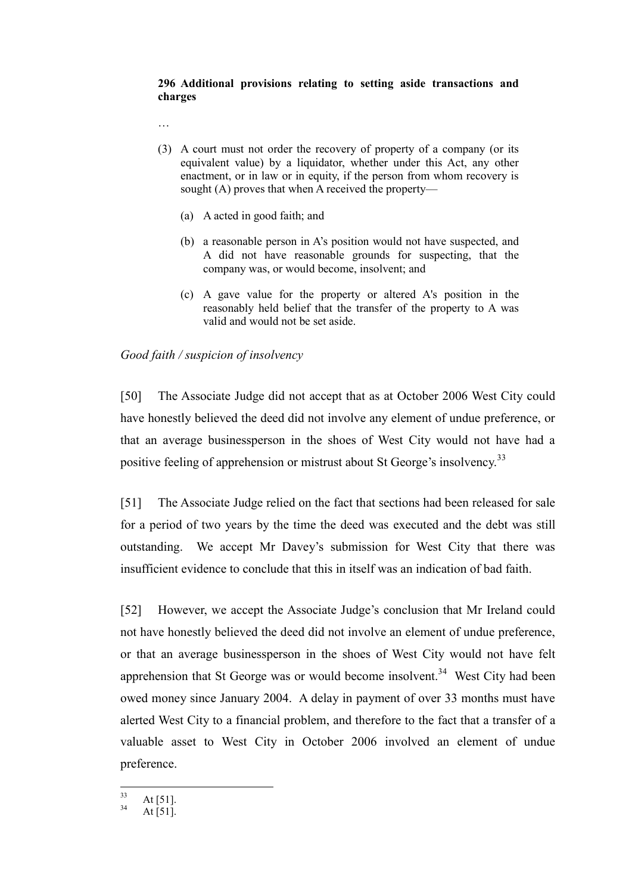**296 Additional provisions relating to setting aside transactions and charges**

…

(3) A court must not order the recovery of property of a company (or its equivalent value) by a liquidator, whether under this Act, any other enactment, or in law or in equity, if the person from whom recovery is sought (A) proves that when A received the property—

  (a) A acted in good faith; and

  (b) a reasonable person in A's position would not have suspected, and A did not have reasonable grounds for suspecting, that the company was, or would become, insolvent; and

  (c) A gave value for the property or altered A's position in the reasonably held belief that the transfer of the property to A was valid and would not be set aside.

*Good faith / suspicion of insolvency*

[50] The Associate Judge did not accept that as at October 2006 West City could have honestly believed the deed did not involve any element of undue preference, or that an average businessperson in the shoes of West City would not have had a positive feeling of apprehension or mistrust about St George's insolvency.[33]

[51] The Associate Judge relied on the fact that sections had been released for sale for a period of two years by the time the deed was executed and the debt was still outstanding. We accept Mr Davey's submission for West City that there was insufficient evidence to conclude that this in itself was an indication of bad faith.

[52] However, we accept the Associate Judge's conclusion that Mr Ireland could not have honestly believed the deed did not involve an element of undue preference, or that an average businessperson in the shoes of West City would not have felt apprehension that St George was or would become insolvent.[34] West City had been owed money since January 2004. A delay in payment of over 33 months must have alerted West City to a financial problem, and therefore to the fact that a transfer of a valuable asset to West City in October 2006 involved an element of undue preference.

[33] At [51].

[34] At [51].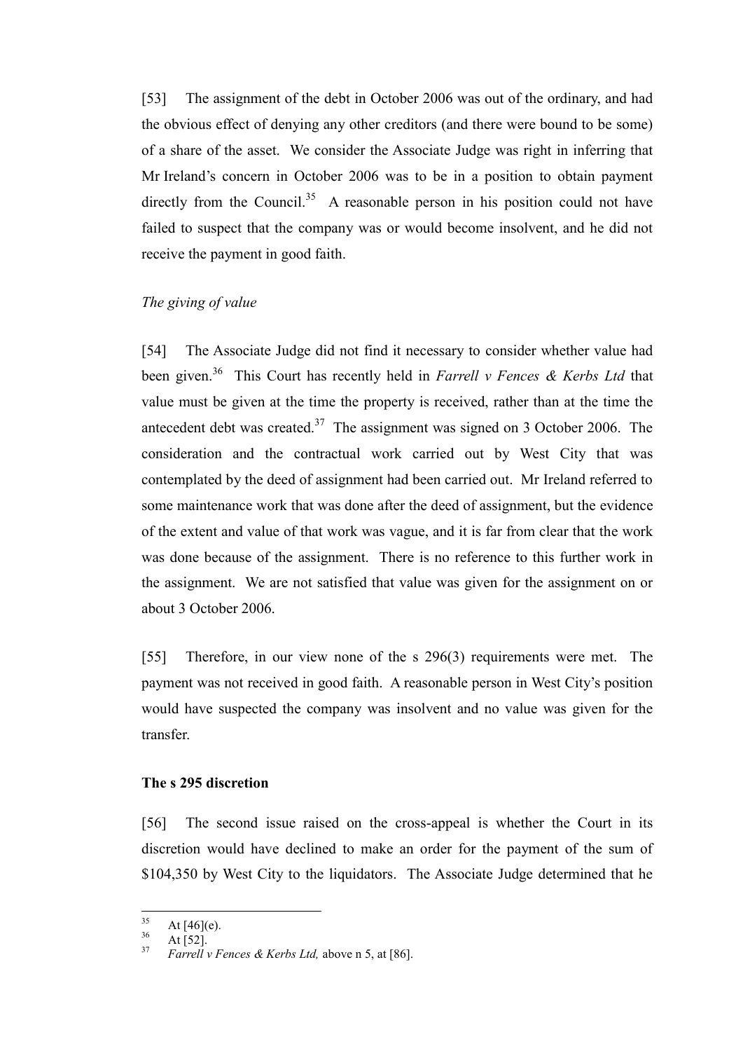[53] The assignment of the debt in October 2006 was out of the ordinary, and had the obvious effect of denying any other creditors (and there were bound to be some) of a share of the asset. We consider the Associate Judge was right in inferring that Mr Ireland's concern in October 2006 was to be in a position to obtain payment directly from the Council.[35] A reasonable person in his position could not have failed to suspect that the company was or would become insolvent, and he did not receive the payment in good faith.

*The giving of value*

[54] The Associate Judge did not find it necessary to consider whether value had been given.[36] This Court has recently held in *Farrell v Fences & Kerbs Ltd* that value must be given at the time the property is received, rather than at the time the antecedent debt was created.[37] The assignment was signed on 3 October 2006. The consideration and the contractual work carried out by West City that was contemplated by the deed of assignment had been carried out. Mr Ireland referred to some maintenance work that was done after the deed of assignment, but the evidence of the extent and value of that work was vague, and it is far from clear that the work was done because of the assignment. There is no reference to this further work in the assignment. We are not satisfied that value was given for the assignment on or about 3 October 2006.

[55] Therefore, in our view none of the s 296(3) requirements were met. The payment was not received in good faith. A reasonable person in West City's position would have suspected the company was insolvent and no value was given for the transfer.

## The s 295 discretion

[56] The second issue raised on the cross-appeal is whether the Court in its discretion would have declined to make an order for the payment of the sum of $104,350 by West City to the liquidators. The Associate Judge determined that he

---

[35] At [46](e).

[36] At [52].

[37] *Farrell v Fences & Kerbs Ltd,* above n 5, at [86].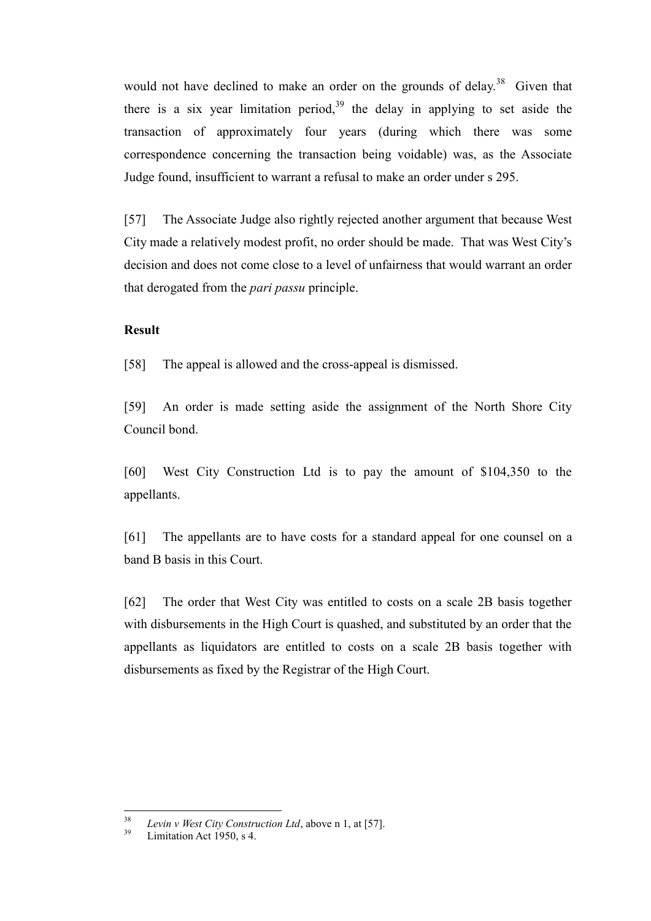would not have declined to make an order on the grounds of delay.[38] Given that there is a six year limitation period,[39] the delay in applying to set aside the transaction of approximately four years (during which there was some correspondence concerning the transaction being voidable) was, as the Associate Judge found, insufficient to warrant a refusal to make an order under s 295.

[57] The Associate Judge also rightly rejected another argument that because West City made a relatively modest profit, no order should be made. That was West City's decision and does not come close to a level of unfairness that would warrant an order that derogated from the *pari passu* principle.

**Result**

[58] The appeal is allowed and the cross-appeal is dismissed.

[59] An order is made setting aside the assignment of the North Shore City Council bond.

[60] West City Construction Ltd is to pay the amount of $104,350 to the appellants.

[61] The appellants are to have costs for a standard appeal for one counsel on a band B basis in this Court.

[62] The order that West City was entitled to costs on a scale 2B basis together with disbursements in the High Court is quashed, and substituted by an order that the appellants as liquidators are entitled to costs on a scale 2B basis together with disbursements as fixed by the Registrar of the High Court.

---

[38] *Levin v West City Construction Ltd*, above n 1, at [57].

[39] Limitation Act 1950, s 4.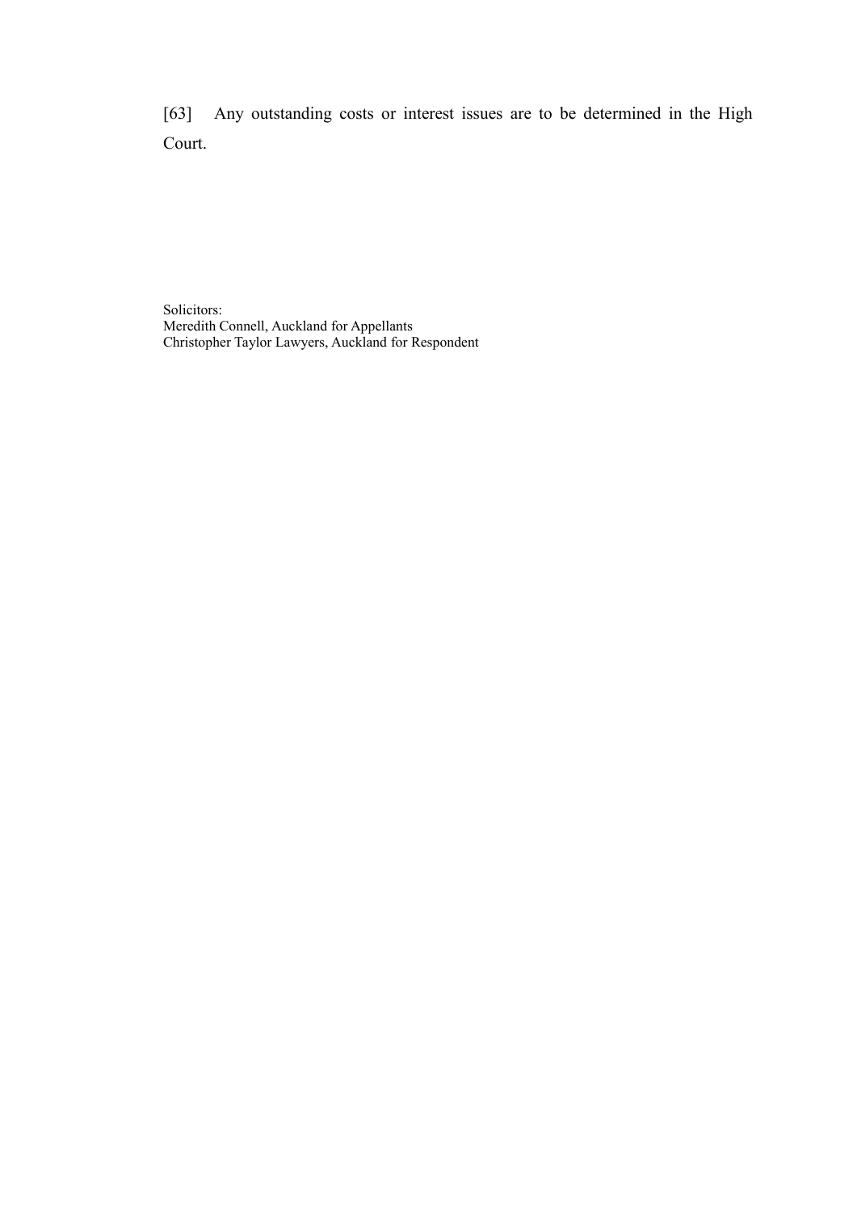[63] Any outstanding costs or interest issues are to be determined in the High Court.

Solicitors:
Meredith Connell, Auckland for Appellants
Christopher Taylor Lawyers, Auckland for Respondent